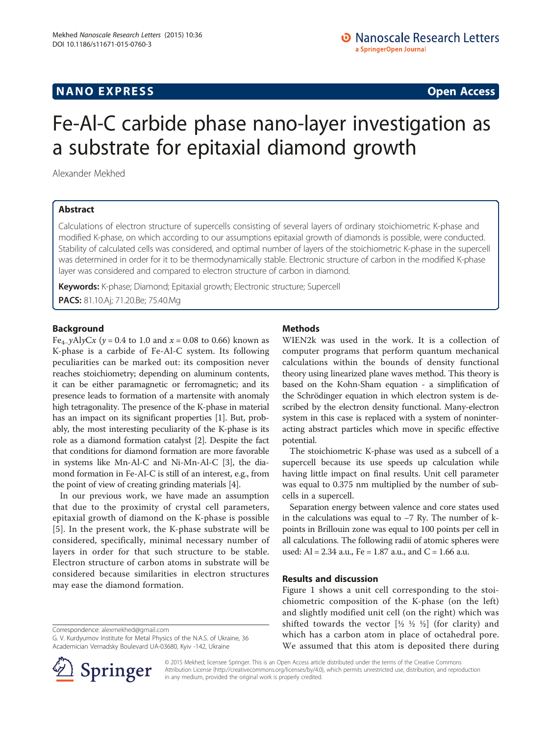NANO EXPRESS **Open Access**

# Fe-Al-C carbide phase nano-layer investigation as a substrate for epitaxial diamond growth

Alexander Mekhed

## Abstract

Calculations of electron structure of supercells consisting of several layers of ordinary stoichiometric K-phase and modified K-phase, on which according to our assumptions epitaxial growth of diamonds is possible, were conducted. Stability of calculated cells was considered, and optimal number of layers of the stoichiometric K-phase in the supercell was determined in order for it to be thermodynamically stable. Electronic structure of carbon in the modified K-phase layer was considered and compared to electron structure of carbon in diamond.

**Keywords:** K-phase; Diamond; Epitaxial growth; Electronic structure; Supercell

**PACS:** 81.10.Aj; 71.20.Be; 75.40.Mg

## Background

$Fe_{4-y}Al_yC_x$ ($y = 0.4$ to $1.0$ and $x = 0.08$ to $0.66$) known as K-phase is a carbide of Fe-Al-C system. Its following peculiarities can be marked out: its composition never reaches stoichiometry; depending on aluminum contents, it can be either paramagnetic or ferromagnetic; and its presence leads to formation of a martensite with anomaly high tetragonality. The presence of the K-phase in material has an impact on its significant properties [1]. But, probably, the most interesting peculiarity of the K-phase is its role as a diamond formation catalyst [2]. Despite the fact that conditions for diamond formation are more favorable in systems like Mn-Al-C and Ni-Mn-Al-C [3], the diamond formation in Fe-Al-C is still of an interest, e.g., from the point of view of creating grinding materials [4].

In our previous work, we have made an assumption that due to the proximity of crystal cell parameters, epitaxial growth of diamond on the K-phase is possible [5]. In the present work, the K-phase substrate will be considered, specifically, minimal necessary number of layers in order for that such structure to be stable. Electron structure of carbon atoms in substrate will be considered because similarities in electron structures may ease the diamond formation.

## Methods

WIEN2k was used in the work. It is a collection of computer programs that perform quantum mechanical calculations within the bounds of density functional theory using linearized plane waves method. This theory is based on the Kohn-Sham equation - a simplification of the Schrödinger equation in which electron system is described by the electron density functional. Many-electron system in this case is replaced with a system of noninteracting abstract particles which move in specific effective potential.

The stoichiometric K-phase was used as a subcell of a supercell because its use speeds up calculation while having little impact on final results. Unit cell parameter was equal to 0.375 nm multiplied by the number of subcells in a supercell.

Separation energy between valence and core states used in the calculations was equal to −7 Ry. The number of k-points in Brillouin zone was equal to 100 points per cell in all calculations. The following radii of atomic spheres were used: Al = 2.34 a.u., Fe = 1.87 a.u., and C = 1.66 a.u.

## Results and discussion

Figure 1 shows a unit cell corresponding to the stoichiometric composition of the K-phase (on the left) and slightly modified unit cell (on the right) which was shifted towards the vector [½ ½ ½] (for clarity) and which has a carbon atom in place of octahedral pore. We assumed that this atom is deposited there during

Correspondence: alexmekhed@gmail.com
G. V. Kurdyumov Institute for Metal Physics of the N.A.S. of Ukraine, 36 Academician Vernadsky Boulevard UA-03680, Kyiv -142, Ukraine

© 2015 Mekhed; licensee Springer. This is an Open Access article distributed under the terms of the Creative Commons Attribution License (http://creativecommons.org/licenses/by/4.0), which permits unrestricted use, distribution, and reproduction in any medium, provided the original work is properly credited.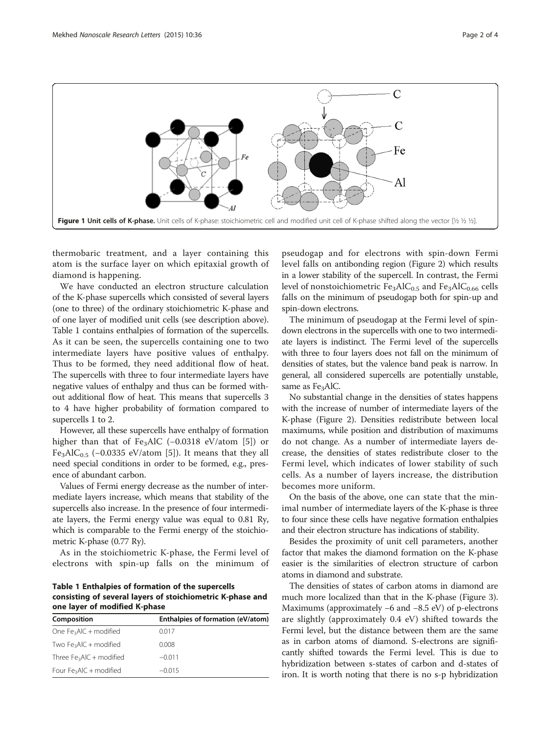**Figure 1 Unit cells of K-phase.** Unit cells of K-phase: stoichiometric cell and modified unit cell of K-phase shifted along the vector [½ ½ ½].

thermobaric treatment, and a layer containing this atom is the surface layer on which epitaxial growth of diamond is happening.

We have conducted an electron structure calculation of the K-phase supercells which consisted of several layers (one to three) of the ordinary stoichiometric K-phase and of one layer of modified unit cells (see description above). Table 1 contains enthalpies of formation of the supercells. As it can be seen, the supercells containing one to two intermediate layers have positive values of enthalpy. Thus to be formed, they need additional flow of heat. The supercells with three to four intermediate layers have negative values of enthalpy and thus can be formed without additional flow of heat. This means that supercells 3 to 4 have higher probability of formation compared to supercells 1 to 2.

However, all these supercells have enthalpy of formation higher than that of $Fe_3AlC$ (−0.0318 eV/atom [5]) or $Fe_3AlC_{0.5}$ (−0.0335 eV/atom [5]). It means that they all need special conditions in order to be formed, e.g., presence of abundant carbon.

Values of Fermi energy decrease as the number of intermediate layers increase, which means that stability of the supercells also increase. In the presence of four intermediate layers, the Fermi energy value was equal to 0.81 Ry, which is comparable to the Fermi energy of the stoichiometric K-phase (0.77 Ry).

As in the stoichiometric K-phase, the Fermi level of electrons with spin-up falls on the minimum of pseudogap and for electrons with spin-down Fermi level falls on antibonding region (Figure 2) which results in a lower stability of the supercell. In contrast, the Fermi level of nonstoichiometric $Fe_3AlC_{0.5}$ and $Fe_3AlC_{0.66}$ cells falls on the minimum of pseudogap both for spin-up and spin-down electrons.

The minimum of pseudogap at the Fermi level of spin-down electrons in the supercells with one to two intermediate layers is indistinct. The Fermi level of the supercells with three to four layers does not fall on the minimum of densities of states, but the valence band peak is narrow. In general, all considered supercells are potentially unstable, same as $Fe_3AlC$.

No substantial change in the densities of states happens with the increase of number of intermediate layers of the K-phase (Figure 2). Densities redistribute between local maximums, while position and distribution of maximums do not change. As a number of intermediate layers decrease, the densities of states redistribute closer to the Fermi level, which indicates of lower stability of such cells. As a number of layers increase, the distribution becomes more uniform.

On the basis of the above, one can state that the minimal number of intermediate layers of the K-phase is three to four since these cells have negative formation enthalpies and their electron structure has indications of stability.

Besides the proximity of unit cell parameters, another factor that makes the diamond formation on the K-phase easier is the similarities of electron structure of carbon atoms in diamond and substrate.

The densities of states of carbon atoms in diamond are much more localized than that in the K-phase (Figure 3). Maximums (approximately −6 and −8.5 eV) of p-electrons are slightly (approximately 0.4 eV) shifted towards the Fermi level, but the distance between them are the same as in carbon atoms of diamond. S-electrons are significantly shifted towards the Fermi level. This is due to hybridization between s-states of carbon and d-states of iron. It is worth noting that there is no s-p hybridization

**Table 1 Enthalpies of formation of the supercells consisting of several layers of stoichiometric K-phase and one layer of modified K-phase**

| Composition | Enthalpies of formation (eV/atom) |
|---|---|
| One $Fe_3AlC$ + modified | 0.017 |
| Two $Fe_3AlC$ + modified | 0.008 |
| Three $Fe_3AlC$ + modified | −0.011 |
| Four $Fe_3AlC$ + modified | −0.015 |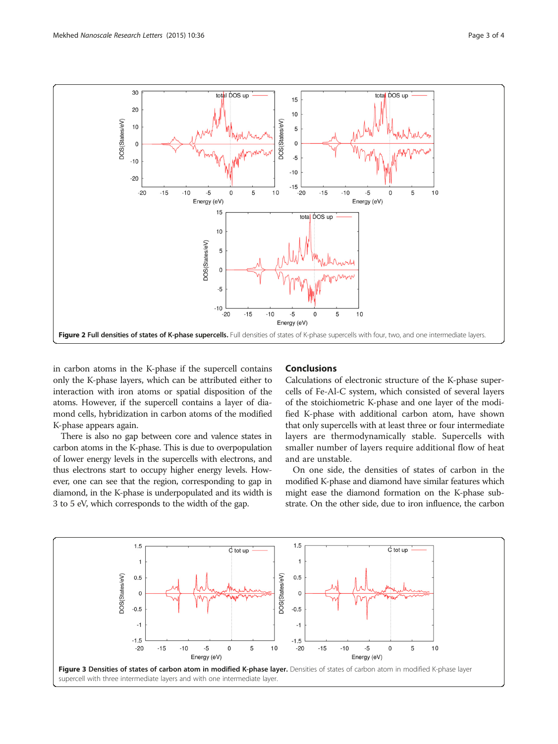**Figure 2 Full densities of states of K-phase supercells.** Full densities of states of K-phase supercells with four, two, and one intermediate layers.

in carbon atoms in the K-phase if the supercell contains only the K-phase layers, which can be attributed either to interaction with iron atoms or spatial disposition of the atoms. However, if the supercell contains a layer of diamond cells, hybridization in carbon atoms of the modified K-phase appears again.

There is also no gap between core and valence states in carbon atoms in the K-phase. This is due to overpopulation of lower energy levels in the supercells with electrons, and thus electrons start to occupy higher energy levels. However, one can see that the region, corresponding to gap in diamond, in the K-phase is underpopulated and its width is 3 to 5 eV, which corresponds to the width of the gap.

## Conclusions

Calculations of electronic structure of the K-phase supercells of Fe-Al-C system, which consisted of several layers of the stoichiometric K-phase and one layer of the modified K-phase with additional carbon atom, have shown that only supercells with at least three or four intermediate layers are thermodynamically stable. Supercells with smaller number of layers require additional flow of heat and are unstable.

On one side, the densities of states of carbon in the modified K-phase and diamond have similar features which might ease the diamond formation on the K-phase substrate. On the other side, due to iron influence, the carbon

**Figure 3 Densities of states of carbon atom in modified K-phase layer.** Densities of states of carbon atom in modified K-phase layer supercell with three intermediate layers and with one intermediate layer.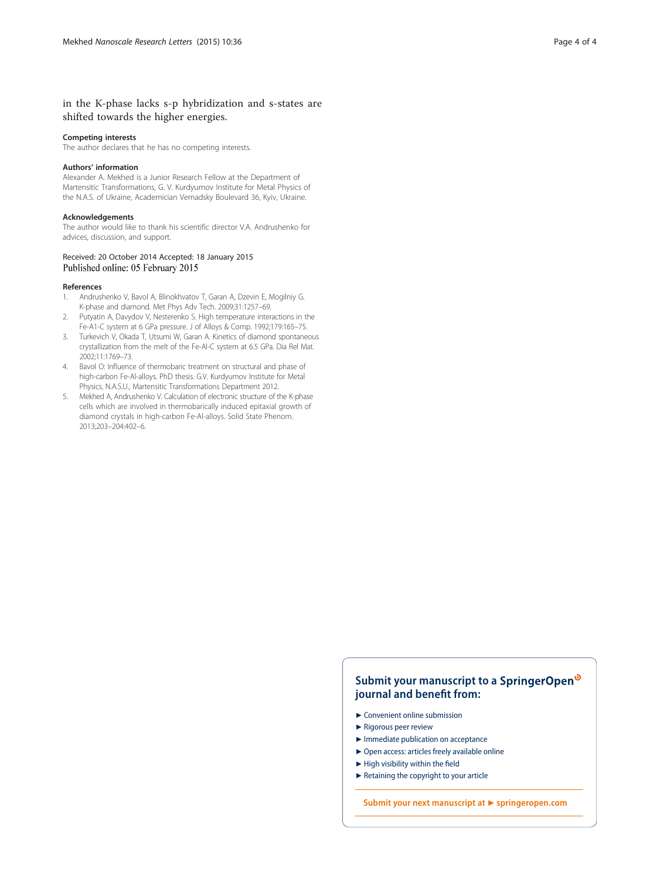in the K-phase lacks s-p hybridization and s-states are shifted towards the higher energies.

#### Competing interests
The author declares that he has no competing interests.

#### Authors' information
Alexander A. Mekhed is a Junior Research Fellow at the Department of Martensitic Transformations, G. V. Kurdyumov Institute for Metal Physics of the N.A.S. of Ukraine, Academician Vernadsky Boulevard 36, Kyiv, Ukraine.

#### Acknowledgements
The author would like to thank his scientific director V.A. Andrushenko for advices, discussion, and support.

Received: 20 October 2014 Accepted: 18 January 2015
Published online: 05 February 2015

#### References
1. Andrushenko V, Bavol A, Blinokhvatov T, Garan A, Dzevin E, Mogilniy G. K-phase and diamond. Met Phys Adv Tech. 2009;31:1257–69.
2. Putyatin A, Davydov V, Nesterenko S. High temperature interactions in the Fe-A1-C system at 6 GPa pressure. J of Alloys & Comp. 1992;179:165–75.
3. Turkevich V, Okada T, Utsumi W, Garan A. Kinetics of diamond spontaneous crystallization from the melt of the Fe-Al-C system at 6.5 GPa. Dia Rel Mat. 2002;11:1769–73.
4. Bavol O: Influence of thermobaric treatment on structural and phase of high-carbon Fe-Al-alloys. PhD thesis. G.V. Kurdyumov Institute for Metal Physics, N.A.S.U., Martensitic Transformations Department 2012.
5. Mekhed A, Andrushenko V. Calculation of electronic structure of the K-phase cells which are involved in thermobarically induced epitaxial growth of diamond crystals in high-carbon Fe-Al-alloys. Solid State Phenom. 2013;203–204:402–6.

**Submit your manuscript to a SpringerOpen journal and benefit from:**

- ► Convenient online submission
- ► Rigorous peer review
- ► Immediate publication on acceptance
- ► Open access: articles freely available online
- ► High visibility within the field
- ► Retaining the copyright to your article

**Submit your next manuscript at ► springeropen.com**